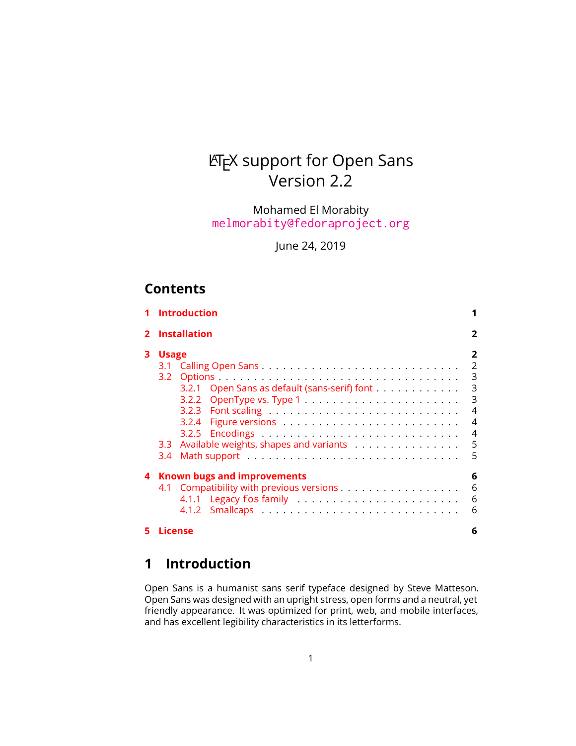# LaTeX support for Open Sans
# Version 2.2

Mohamed El Morabity
melmorabity@fedoraproject.org

June 24, 2019

## Contents

- 1 Introduction — 1
- 2 Installation — 2
- 3 Usage — 2
  - 3.1 Calling Open Sans — 2
  - 3.2 Options — 3
    - 3.2.1 Open Sans as default (sans-serif) font — 3
    - 3.2.2 OpenType vs. Type 1 — 3
    - 3.2.3 Font scaling — 4
    - 3.2.4 Figure versions — 4
    - 3.2.5 Encodings — 4
  - 3.3 Available weights, shapes and variants — 5
  - 3.4 Math support — 5
- 4 Known bugs and improvements — 6
  - 4.1 Compatibility with previous versions — 6
    - 4.1.1 Legacy `fos` family — 6
    - 4.1.2 Smallcaps — 6
- 5 License — 6

## 1 Introduction

Open Sans is a humanist sans serif typeface designed by Steve Matteson. Open Sans was designed with an upright stress, open forms and a neutral, yet friendly appearance. It was optimized for print, web, and mobile interfaces, and has excellent legibility characteristics in its letterforms.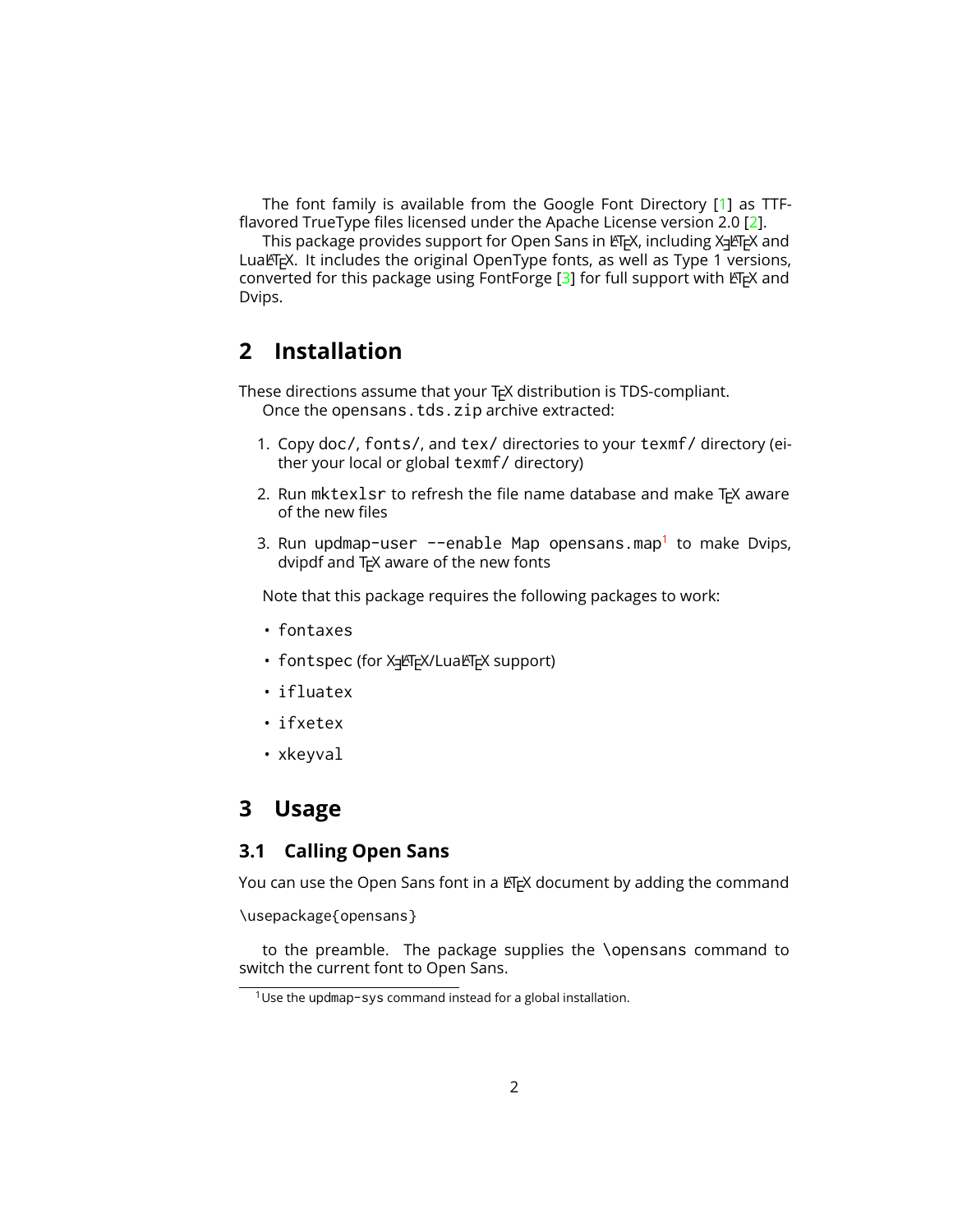The font family is available from the Google Font Directory [1] as TTF-flavored TrueType files licensed under the Apache License version 2.0 [2].

This package provides support for Open Sans in LaTeX, including XeLaTeX and LuaLaTeX. It includes the original OpenType fonts, as well as Type 1 versions, converted for this package using FontForge [3] for full support with LaTeX and Dvips.

## 2 Installation

These directions assume that your TeX distribution is TDS-compliant.

Once the `opensans.tds.zip` archive extracted:

1. Copy `doc/`, `fonts/`, and `tex/` directories to your `texmf/` directory (either your local or global `texmf/` directory)
2. Run `mktexlsr` to refresh the file name database and make TeX aware of the new files
3. Run `updmap-user --enable Map opensans.map`[1] to make Dvips, dvipdf and TeX aware of the new fonts

Note that this package requires the following packages to work:

- `fontaxes`
- `fontspec` (for XeLaTeX/LuaLaTeX support)
- `ifluatex`
- `ifxetex`
- `xkeyval`

## 3 Usage

### 3.1 Calling Open Sans

You can use the Open Sans font in a LaTeX document by adding the command

```
\usepackage{opensans}
```

to the preamble. The package supplies the `\opensans` command to switch the current font to Open Sans.

[1] Use the `updmap-sys` command instead for a global installation.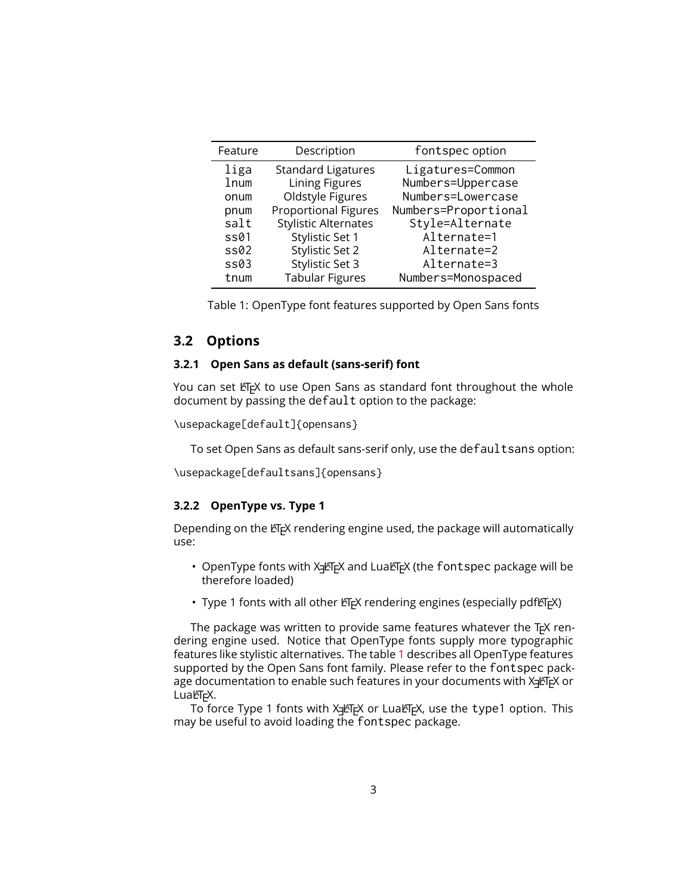| Feature | Description | fontspec option |
| --- | --- | --- |
| liga | Standard Ligatures | Ligatures=Common |
| lnum | Lining Figures | Numbers=Uppercase |
| onum | Oldstyle Figures | Numbers=Lowercase |
| pnum | Proportional Figures | Numbers=Proportional |
| salt | Stylistic Alternates | Style=Alternate |
| ss01 | Stylistic Set 1 | Alternate=1 |
| ss02 | Stylistic Set 2 | Alternate=2 |
| ss03 | Stylistic Set 3 | Alternate=3 |
| tnum | Tabular Figures | Numbers=Monospaced |

Table 1: OpenType font features supported by Open Sans fonts

## 3.2 Options

### 3.2.1 Open Sans as default (sans-serif) font

You can set LaTeX to use Open Sans as standard font throughout the whole document by passing the `default` option to the package:

```
\usepackage[default]{opensans}
```

To set Open Sans as default sans-serif only, use the `defaultsans` option:

```
\usepackage[defaultsans]{opensans}
```

### 3.2.2 OpenType vs. Type 1

Depending on the LaTeX rendering engine used, the package will automatically use:

- OpenType fonts with XeLaTeX and LuaLaTeX (the `fontspec` package will be therefore loaded)
- Type 1 fonts with all other LaTeX rendering engines (especially pdfLaTeX)

The package was written to provide same features whatever the TeX rendering engine used. Notice that OpenType fonts supply more typographic features like stylistic alternatives. The table 1 describes all OpenType features supported by the Open Sans font family. Please refer to the `fontspec` package documentation to enable such features in your documents with XeLaTeX or LuaLaTeX.

To force Type 1 fonts with XeLaTeX or LuaLaTeX, use the `type1` option. This may be useful to avoid loading the `fontspec` package.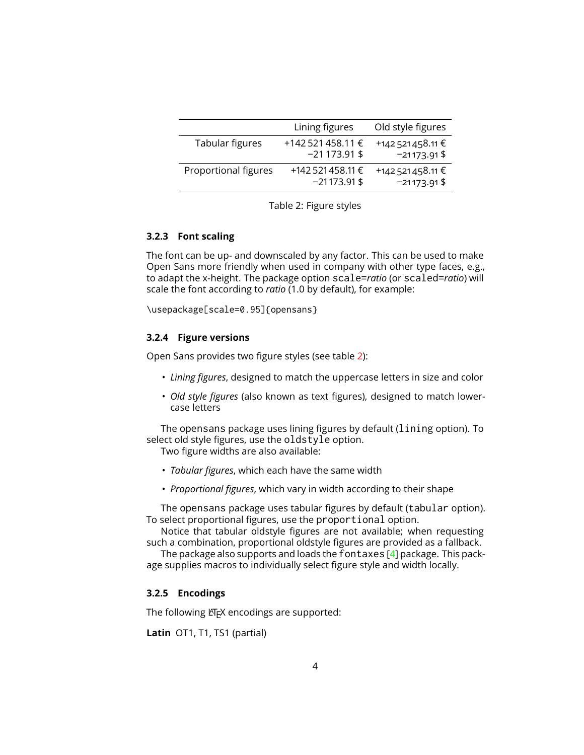| | Lining figures | Old style figures |
|---|---|---|
| Tabular figures | +142 521 458.11 € −21 173.91 $ | +142 521 458.11 € −21 173.91 $ |
| Proportional figures | +142 521 458.11 € −21 173.91 $ | +142 521 458.11 € −21 173.91 $ |

Table 2: Figure styles

#### 3.2.3 Font scaling

The font can be up- and downscaled by any factor. This can be used to make Open Sans more friendly when used in company with other type faces, e.g., to adapt the x-height. The package option `scale=`*ratio* (or `scaled=`*ratio*) will scale the font according to *ratio* (1.0 by default), for example:

```
\usepackage[scale=0.95]{opensans}
```

#### 3.2.4 Figure versions

Open Sans provides two figure styles (see table 2):

- *Lining figures*, designed to match the uppercase letters in size and color
- *Old style figures* (also known as text figures), designed to match lowercase letters

The opensans package uses lining figures by default (`lining` option). To select old style figures, use the `oldstyle` option.

Two figure widths are also available:

- *Tabular figures*, which each have the same width
- *Proportional figures*, which vary in width according to their shape

The opensans package uses tabular figures by default (`tabular` option). To select proportional figures, use the `proportional` option.

Notice that tabular oldstyle figures are not available; when requesting such a combination, proportional oldstyle figures are provided as a fallback.

The package also supports and loads the `fontaxes` [4] package. This package supplies macros to individually select figure style and width locally.

#### 3.2.5 Encodings

The following LaTeX encodings are supported:

**Latin** OT1, T1, TS1 (partial)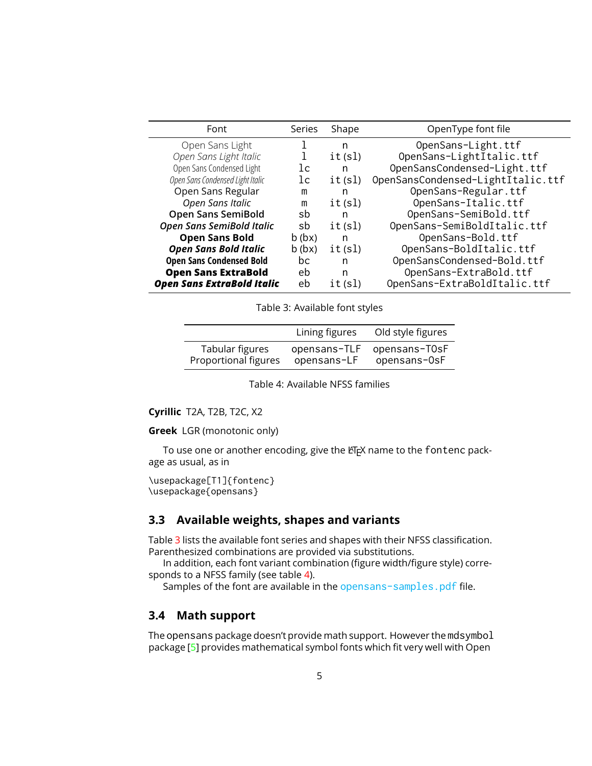| Font | Series | Shape | OpenType font file |
|---|---|---|---|
| Open Sans Light | l | n | OpenSans-Light.ttf |
| *Open Sans Light Italic* | l | it (sl) | OpenSans-LightItalic.ttf |
| Open Sans Condensed Light | lc | n | OpenSansCondensed-Light.ttf |
| *Open Sans Condensed Light Italic* | lc | it (sl) | OpenSansCondensed-LightItalic.ttf |
| Open Sans Regular | m | n | OpenSans-Regular.ttf |
| *Open Sans Italic* | m | it (sl) | OpenSans-Italic.ttf |
| **Open Sans SemiBold** | sb | n | OpenSans-SemiBold.ttf |
| ***Open Sans SemiBold Italic*** | sb | it (sl) | OpenSans-SemiBoldItalic.ttf |
| **Open Sans Bold** | b (bx) | n | OpenSans-Bold.ttf |
| ***Open Sans Bold Italic*** | b (bx) | it (sl) | OpenSans-BoldItalic.ttf |
| **Open Sans Condensed Bold** | bc | n | OpenSansCondensed-Bold.ttf |
| **Open Sans ExtraBold** | eb | n | OpenSans-ExtraBold.ttf |
| ***Open Sans ExtraBold Italic*** | eb | it (sl) | OpenSans-ExtraBoldItalic.ttf |

Table 3: Available font styles

| | Lining figures | Old style figures |
|---|---|---|
| Tabular figures | opensans-TLF | opensans-TOsF |
| Proportional figures | opensans-LF | opensans-OsF |

Table 4: Available NFSS families

**Cyrillic** T2A, T2B, T2C, X2

**Greek** LGR (monotonic only)

To use one or another encoding, give the LaTeX name to the fontenc package as usual, as in

```
\usepackage[T1]{fontenc}
\usepackage{opensans}
```

## 3.3 Available weights, shapes and variants

Table 3 lists the available font series and shapes with their NFSS classification. Parenthesized combinations are provided via substitutions.

In addition, each font variant combination (figure width/figure style) corresponds to a NFSS family (see table 4).

Samples of the font are available in the opensans-samples.pdf file.

## 3.4 Math support

The opensans package doesn't provide math support. However the mdsymbol package [5] provides mathematical symbol fonts which fit very well with Open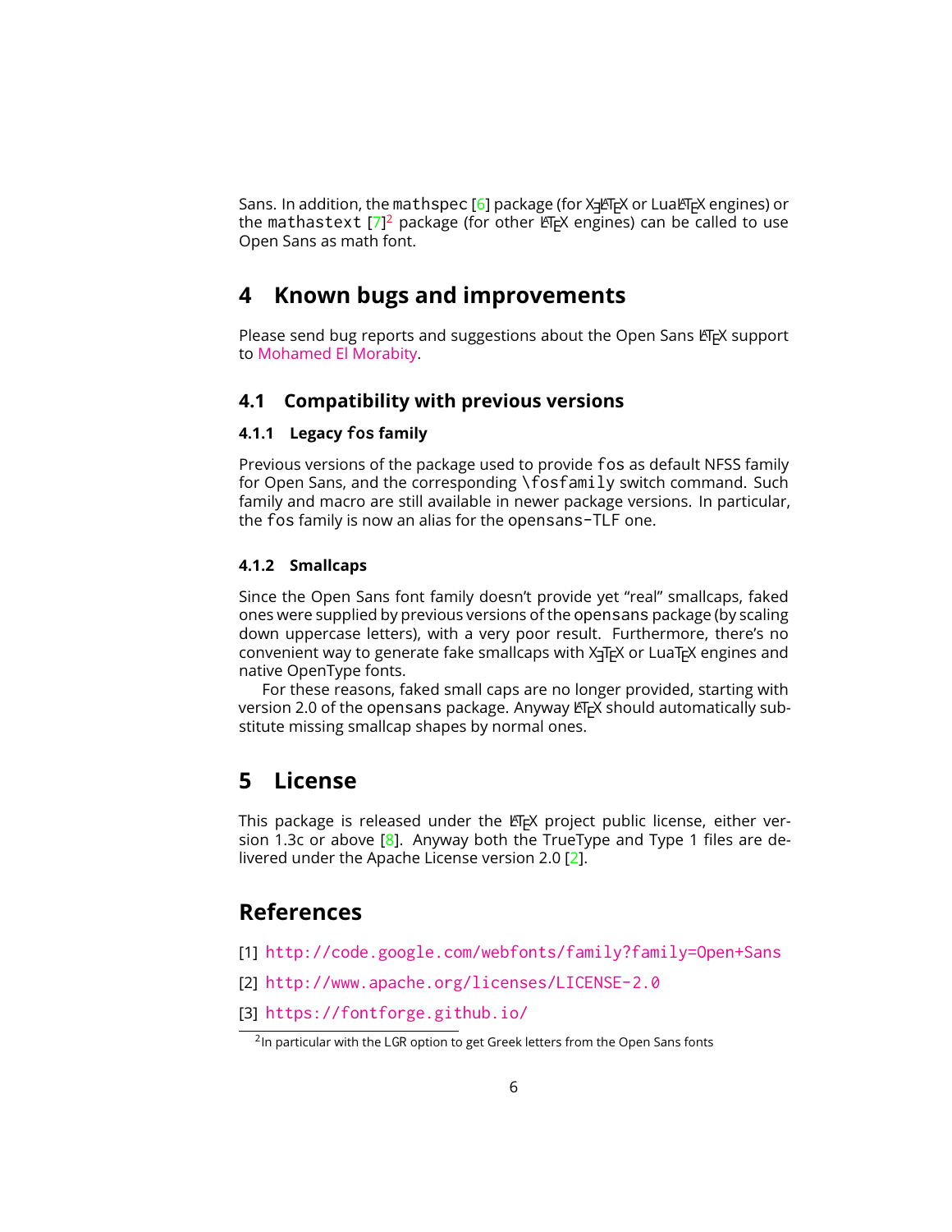Sans. In addition, the `mathspec` [6] package (for XƎLaTeX or LuaLaTeX engines) or the `mathastext` [7][2] package (for other LaTeX engines) can be called to use Open Sans as math font.

# 4 Known bugs and improvements

Please send bug reports and suggestions about the Open Sans LaTeX support to Mohamed El Morabity.

## 4.1 Compatibility with previous versions

### 4.1.1 Legacy fos family

Previous versions of the package used to provide `fos` as default NFSS family for Open Sans, and the corresponding `\fosfamily` switch command. Such family and macro are still available in newer package versions. In particular, the `fos` family is now an alias for the `opensans-TLF` one.

### 4.1.2 Smallcaps

Since the Open Sans font family doesn't provide yet "real" smallcaps, faked ones were supplied by previous versions of the `opensans` package (by scaling down uppercase letters), with a very poor result. Furthermore, there's no convenient way to generate fake smallcaps with XƎTeX or LuaTeX engines and native OpenType fonts.

For these reasons, faked small caps are no longer provided, starting with version 2.0 of the `opensans` package. Anyway LaTeX should automatically substitute missing smallcap shapes by normal ones.

# 5 License

This package is released under the LaTeX project public license, either version 1.3c or above [8]. Anyway both the TrueType and Type 1 files are delivered under the Apache License version 2.0 [2].

# References

[1] http://code.google.com/webfonts/family?family=Open+Sans

[2] http://www.apache.org/licenses/LICENSE-2.0

[3] https://fontforge.github.io/

[2] In particular with the LGR option to get Greek letters from the Open Sans fonts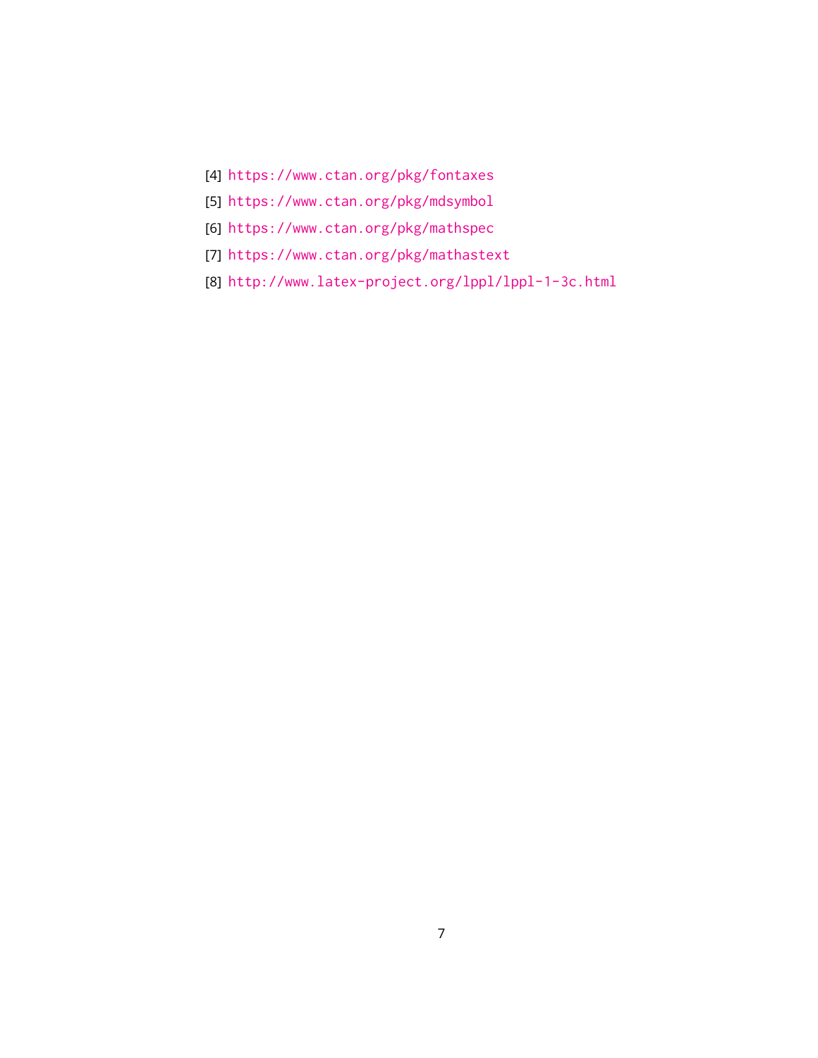[4] https://www.ctan.org/pkg/fontaxes

[5] https://www.ctan.org/pkg/mdsymbol

[6] https://www.ctan.org/pkg/mathspec

[7] https://www.ctan.org/pkg/mathastext

[8] http://www.latex-project.org/lppl/lppl-1-3c.html